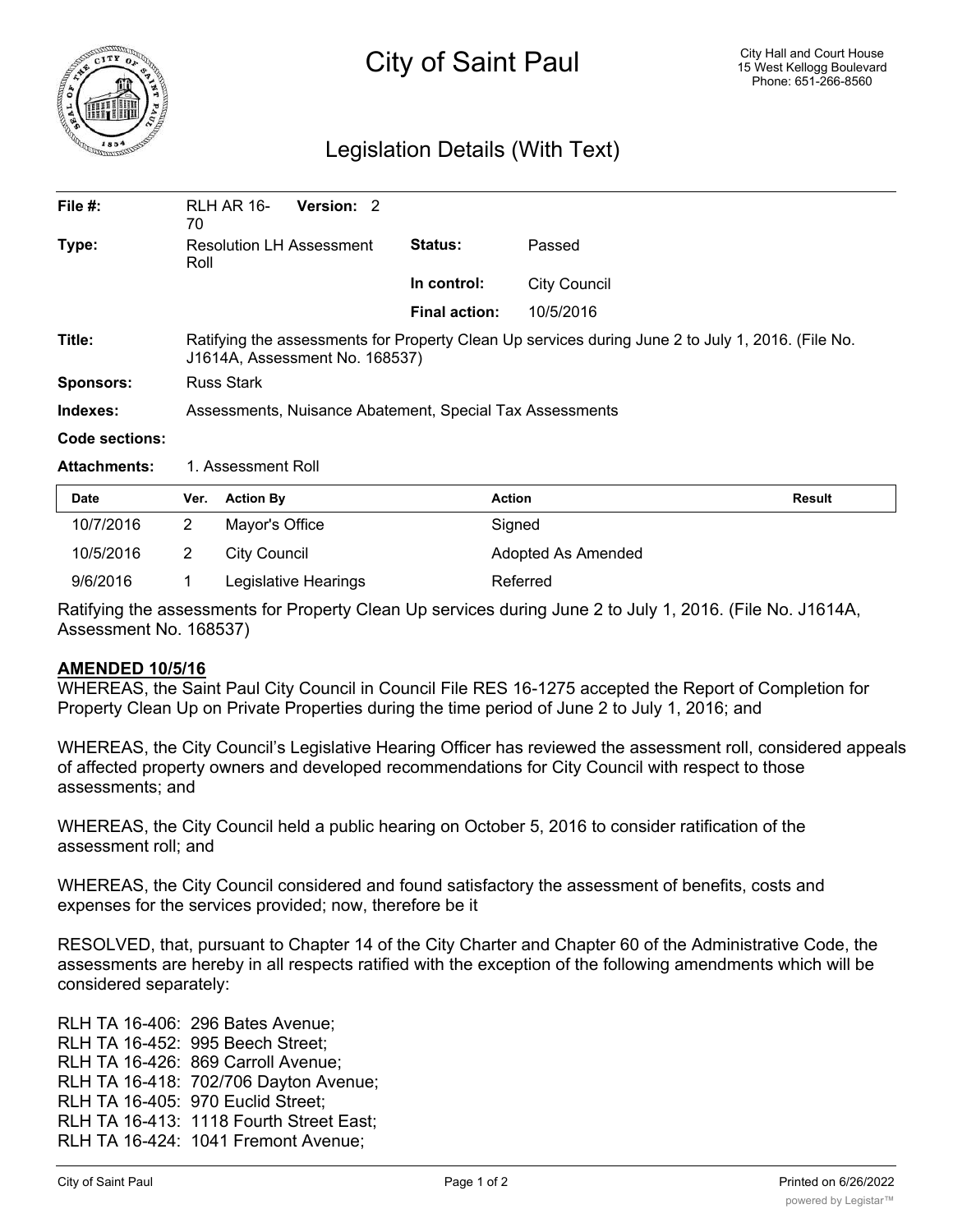# City of Saint Paul

City Hall and Court House
15 West Kellogg Boulevard
Phone: 651-266-8560

## Legislation Details (With Text)

| | | | |
|---|---|---|---|
| **File #:** | RLH AR 16-70 **Version:** 2 | | |
| **Type:** | Resolution LH Assessment Roll | **Status:** | Passed |
| | | **In control:** | City Council |
| | | **Final action:** | 10/5/2016 |
| **Title:** | Ratifying the assessments for Property Clean Up services during June 2 to July 1, 2016. (File No. J1614A, Assessment No. 168537) | | |
| **Sponsors:** | Russ Stark | | |
| **Indexes:** | Assessments, Nuisance Abatement, Special Tax Assessments | | |
| **Code sections:** | | | |
| **Attachments:** | 1. Assessment Roll | | |

| Date | Ver. | Action By | Action | Result |
|---|---|---|---|---|
| 10/7/2016 | 2 | Mayor's Office | Signed | |
| 10/5/2016 | 2 | City Council | Adopted As Amended | |
| 9/6/2016 | 1 | Legislative Hearings | Referred | |

Ratifying the assessments for Property Clean Up services during June 2 to July 1, 2016. (File No. J1614A, Assessment No. 168537)

**AMENDED 10/5/16**

WHEREAS, the Saint Paul City Council in Council File RES 16-1275 accepted the Report of Completion for Property Clean Up on Private Properties during the time period of June 2 to July 1, 2016; and

WHEREAS, the City Council's Legislative Hearing Officer has reviewed the assessment roll, considered appeals of affected property owners and developed recommendations for City Council with respect to those assessments; and

WHEREAS, the City Council held a public hearing on October 5, 2016 to consider ratification of the assessment roll; and

WHEREAS, the City Council considered and found satisfactory the assessment of benefits, costs and expenses for the services provided; now, therefore be it

RESOLVED, that, pursuant to Chapter 14 of the City Charter and Chapter 60 of the Administrative Code, the assessments are hereby in all respects ratified with the exception of the following amendments which will be considered separately:

RLH TA 16-406: 296 Bates Avenue;
RLH TA 16-452: 995 Beech Street;
RLH TA 16-426: 869 Carroll Avenue;
RLH TA 16-418: 702/706 Dayton Avenue;
RLH TA 16-405: 970 Euclid Street;
RLH TA 16-413: 1118 Fourth Street East;
RLH TA 16-424: 1041 Fremont Avenue;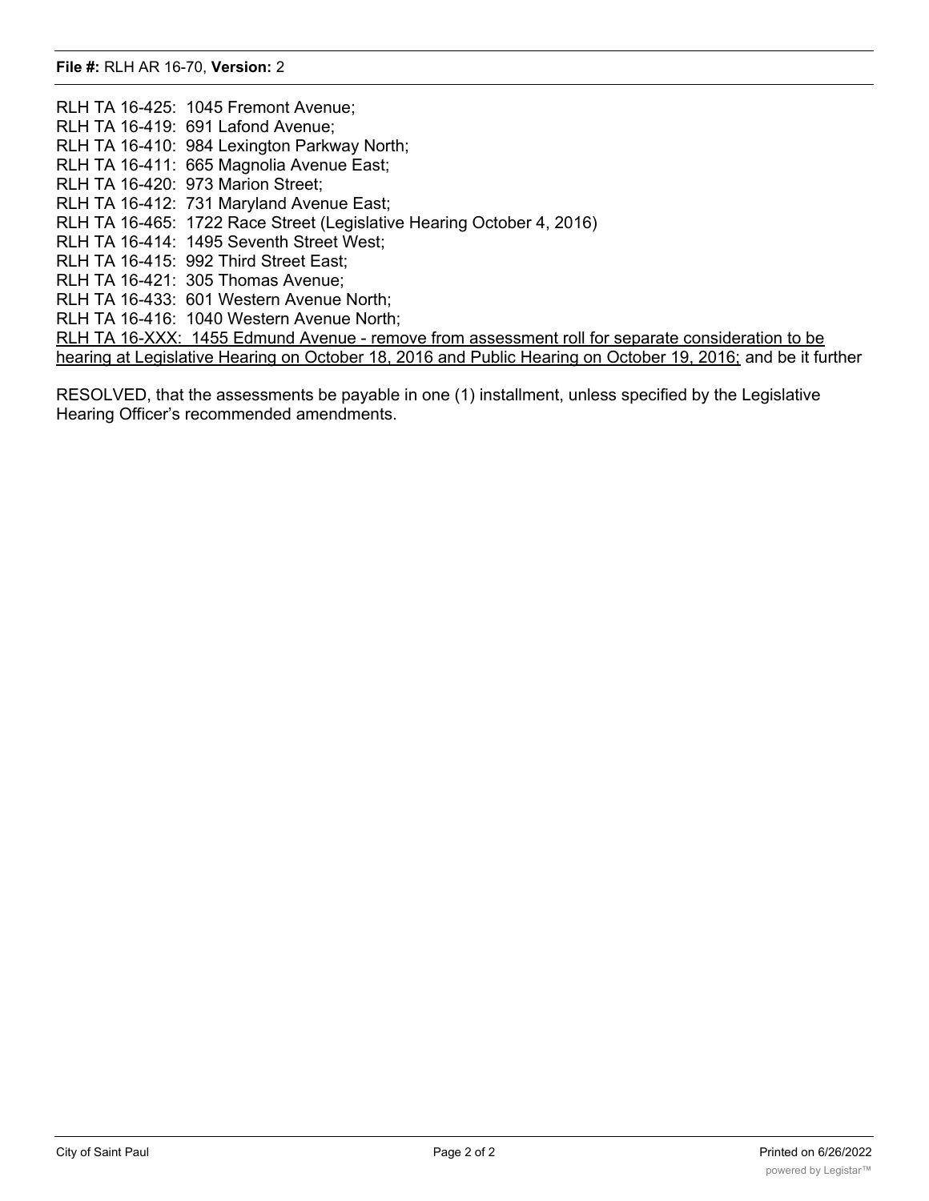RLH TA 16-425: 1045 Fremont Avenue;
RLH TA 16-419: 691 Lafond Avenue;
RLH TA 16-410: 984 Lexington Parkway North;
RLH TA 16-411: 665 Magnolia Avenue East;
RLH TA 16-420: 973 Marion Street;
RLH TA 16-412: 731 Maryland Avenue East;
RLH TA 16-465: 1722 Race Street (Legislative Hearing October 4, 2016)
RLH TA 16-414: 1495 Seventh Street West;
RLH TA 16-415: 992 Third Street East;
RLH TA 16-421: 305 Thomas Avenue;
RLH TA 16-433: 601 Western Avenue North;
RLH TA 16-416: 1040 Western Avenue North;
<u>RLH TA 16-XXX: 1455 Edmund Avenue - remove from assessment roll for separate consideration to be hearing at Legislative Hearing on October 18, 2016 and Public Hearing on October 19, 2016;</u> and be it further

RESOLVED, that the assessments be payable in one (1) installment, unless specified by the Legislative Hearing Officer's recommended amendments.